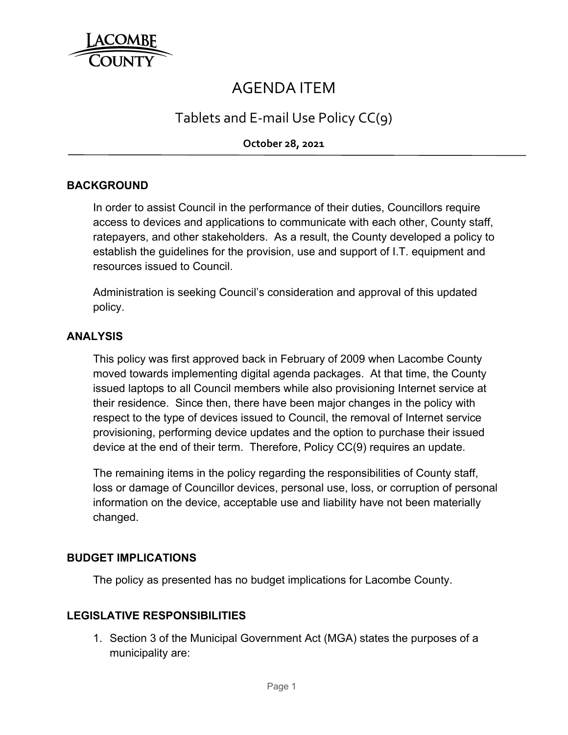# AGENDA ITEM

## Tablets and E-mail Use Policy CC(9)

**October 28, 2021**

### BACKGROUND

In order to assist Council in the performance of their duties, Councillors require access to devices and applications to communicate with each other, County staff, ratepayers, and other stakeholders. As a result, the County developed a policy to establish the guidelines for the provision, use and support of I.T. equipment and resources issued to Council.

Administration is seeking Council's consideration and approval of this updated policy.

### ANALYSIS

This policy was first approved back in February of 2009 when Lacombe County moved towards implementing digital agenda packages. At that time, the County issued laptops to all Council members while also provisioning Internet service at their residence. Since then, there have been major changes in the policy with respect to the type of devices issued to Council, the removal of Internet service provisioning, performing device updates and the option to purchase their issued device at the end of their term. Therefore, Policy CC(9) requires an update.

The remaining items in the policy regarding the responsibilities of County staff, loss or damage of Councillor devices, personal use, loss, or corruption of personal information on the device, acceptable use and liability have not been materially changed.

### BUDGET IMPLICATIONS

The policy as presented has no budget implications for Lacombe County.

### LEGISLATIVE RESPONSIBILITIES

1. Section 3 of the Municipal Government Act (MGA) states the purposes of a municipality are: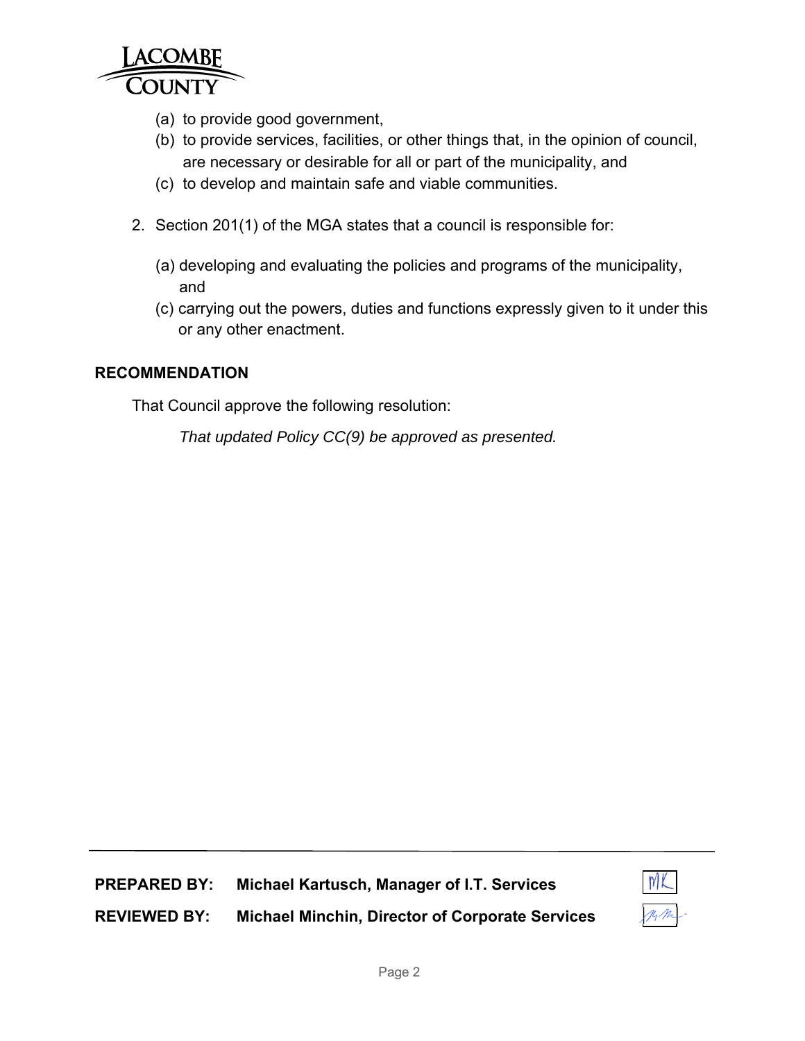(a) to provide good government,
(b) to provide services, facilities, or other things that, in the opinion of council, are necessary or desirable for all or part of the municipality, and
(c) to develop and maintain safe and viable communities.

2. Section 201(1) of the MGA states that a council is responsible for:

   (a) developing and evaluating the policies and programs of the municipality, and
   (c) carrying out the powers, duties and functions expressly given to it under this or any other enactment.

**RECOMMENDATION**

That Council approve the following resolution:

*That updated Policy CC(9) be approved as presented.*

---

**PREPARED BY:** **Michael Kartusch, Manager of I.T. Services**

**REVIEWED BY:** **Michael Minchin, Director of Corporate Services**